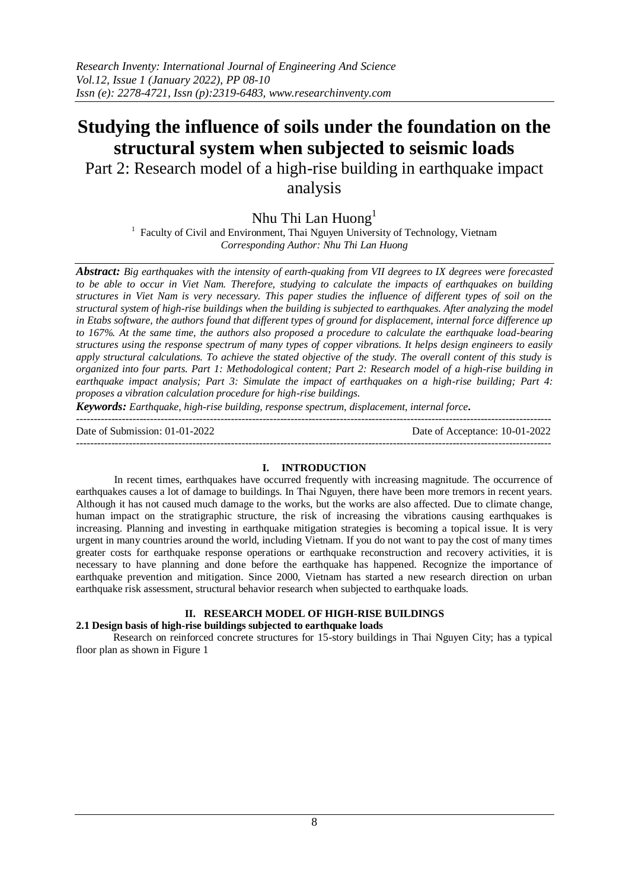# Studying the influence of soils under the foundation on the structural system when subjected to seismic loads

## Part 2: Research model of a high-rise building in earthquake impact analysis

Nhu Thi Lan Huong[1]

[1] Faculty of Civil and Environment, Thai Nguyen University of Technology, Vietnam
*Corresponding Author: Nhu Thi Lan Huong*

***Abstract:*** *Big earthquakes with the intensity of earth-quaking from VII degrees to IX degrees were forecasted to be able to occur in Viet Nam. Therefore, studying to calculate the impacts of earthquakes on building structures in Viet Nam is very necessary. This paper studies the influence of different types of soil on the structural system of high-rise buildings when the building is subjected to earthquakes. After analyzing the model in Etabs software, the authors found that different types of ground for displacement, internal force difference up to 167%. At the same time, the authors also proposed a procedure to calculate the earthquake load-bearing structures using the response spectrum of many types of copper vibrations. It helps design engineers to easily apply structural calculations. To achieve the stated objective of the study. The overall content of this study is organized into four parts. Part 1: Methodological content; Part 2: Research model of a high-rise building in earthquake impact analysis; Part 3: Simulate the impact of earthquakes on a high-rise building; Part 4: proposes a vibration calculation procedure for high-rise buildings.*

***Keywords:*** *Earthquake, high-rise building, response spectrum, displacement, internal force***.**

---

Date of Submission: 01-01-2022 | Date of Acceptance: 10-01-2022

---

## I. INTRODUCTION

In recent times, earthquakes have occurred frequently with increasing magnitude. The occurrence of earthquakes causes a lot of damage to buildings. In Thai Nguyen, there have been more tremors in recent years. Although it has not caused much damage to the works, but the works are also affected. Due to climate change, human impact on the stratigraphic structure, the risk of increasing the vibrations causing earthquakes is increasing. Planning and investing in earthquake mitigation strategies is becoming a topical issue. It is very urgent in many countries around the world, including Vietnam. If you do not want to pay the cost of many times greater costs for earthquake response operations or earthquake reconstruction and recovery activities, it is necessary to have planning and done before the earthquake has happened. Recognize the importance of earthquake prevention and mitigation. Since 2000, Vietnam has started a new research direction on urban earthquake risk assessment, structural behavior research when subjected to earthquake loads.

## II. RESEARCH MODEL OF HIGH-RISE BUILDINGS

### 2.1 Design basis of high-rise buildings subjected to earthquake loads

Research on reinforced concrete structures for 15-story buildings in Thai Nguyen City; has a typical floor plan as shown in Figure 1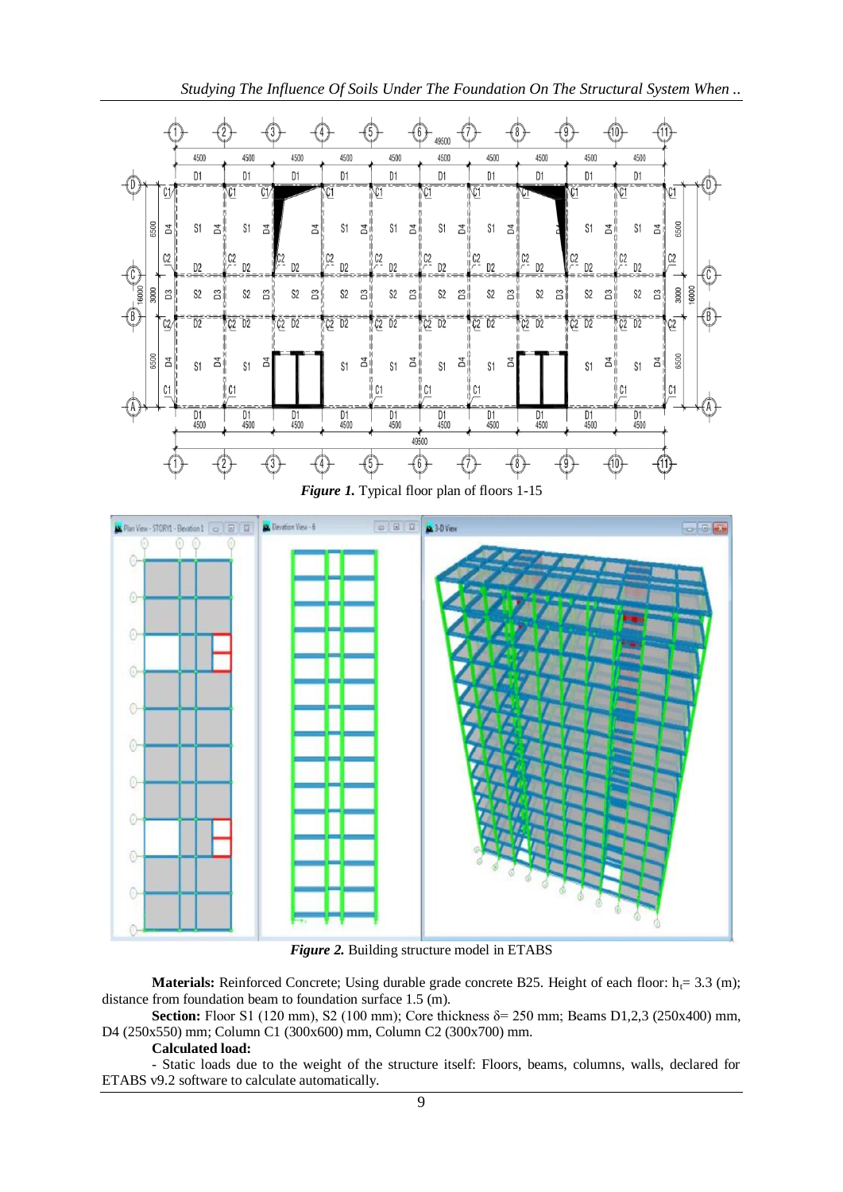*Figure 1.* Typical floor plan of floors 1-15

*Figure 2.* Building structure model in ETABS

**Materials:** Reinforced Concrete; Using durable grade concrete B25. Height of each floor: $h_t$= 3.3 (m); distance from foundation beam to foundation surface 1.5 (m).

**Section:** Floor S1 (120 mm), S2 (100 mm); Core thickness $\delta$= 250 mm; Beams D1,2,3 (250x400) mm, D4 (250x550) mm; Column C1 (300x600) mm, Column C2 (300x700) mm.

**Calculated load:**

- Static loads due to the weight of the structure itself: Floors, beams, columns, walls, declared for ETABS v9.2 software to calculate automatically.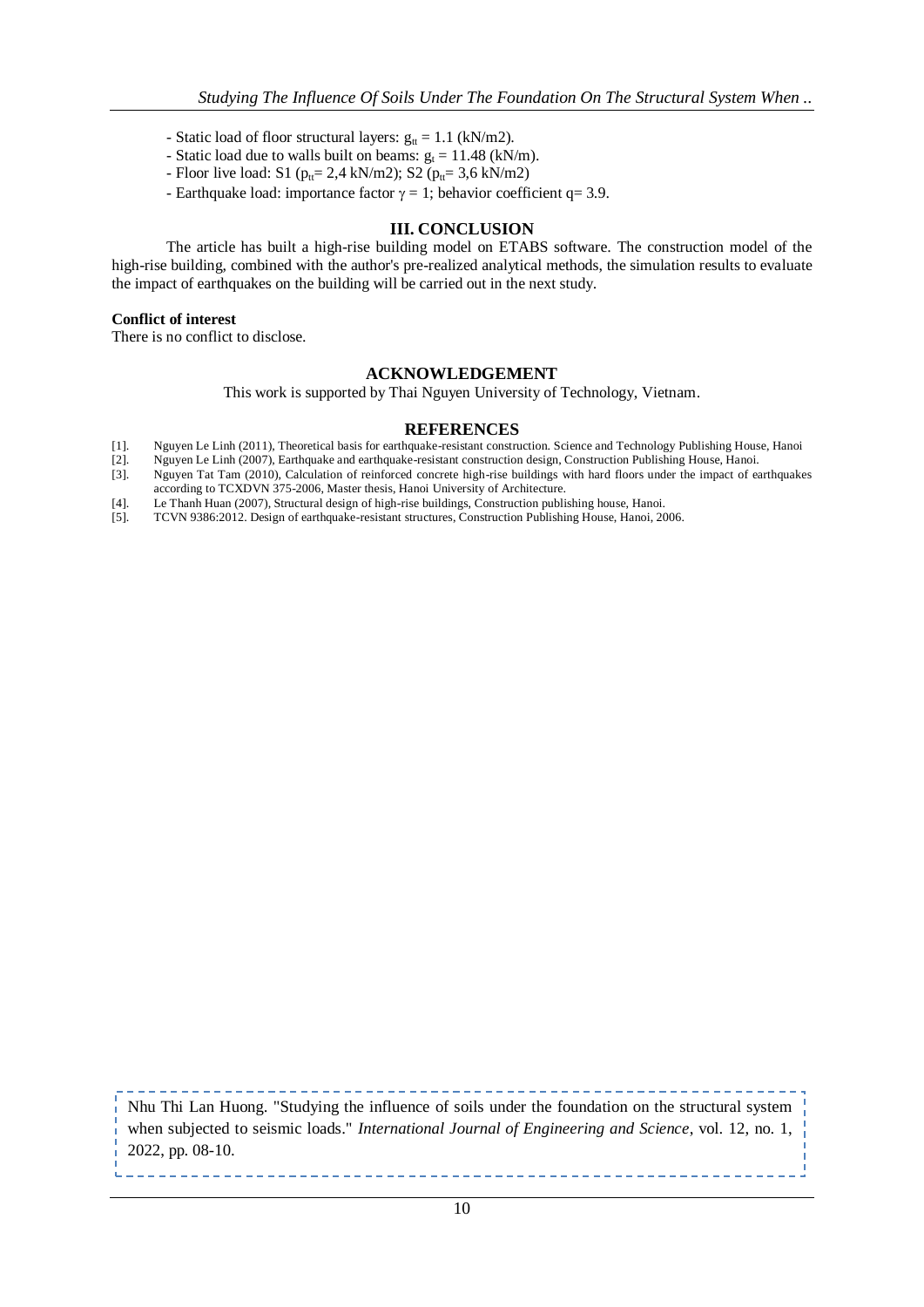- Static load of floor structural layers: $g_{tt} = 1.1$ (kN/m2).
- Static load due to walls built on beams: $g_t = 11.48$ (kN/m).
- Floor live load: S1 ($p_{tt}$= 2,4 kN/m2); S2 ($p_{tt}$= 3,6 kN/m2)
- Earthquake load: importance factor $\gamma = 1$; behavior coefficient q= 3.9.

## III. CONCLUSION

The article has built a high-rise building model on ETABS software. The construction model of the high-rise building, combined with the author's pre-realized analytical methods, the simulation results to evaluate the impact of earthquakes on the building will be carried out in the next study.

**Conflict of interest**

There is no conflict to disclose.

## ACKNOWLEDGEMENT

This work is supported by Thai Nguyen University of Technology, Vietnam.

## REFERENCES

[1]. Nguyen Le Linh (2011), Theoretical basis for earthquake-resistant construction. Science and Technology Publishing House, Hanoi

[2]. Nguyen Le Linh (2007), Earthquake and earthquake-resistant construction design, Construction Publishing House, Hanoi.

[3]. Nguyen Tat Tam (2010), Calculation of reinforced concrete high-rise buildings with hard floors under the impact of earthquakes according to TCXDVN 375-2006, Master thesis, Hanoi University of Architecture.

[4]. Le Thanh Huan (2007), Structural design of high-rise buildings, Construction publishing house, Hanoi.

[5]. TCVN 9386:2012. Design of earthquake-resistant structures, Construction Publishing House, Hanoi, 2006.

Nhu Thi Lan Huong. "Studying the influence of soils under the foundation on the structural system when subjected to seismic loads." *International Journal of Engineering and Science*, vol. 12, no. 1, 2022, pp. 08-10.